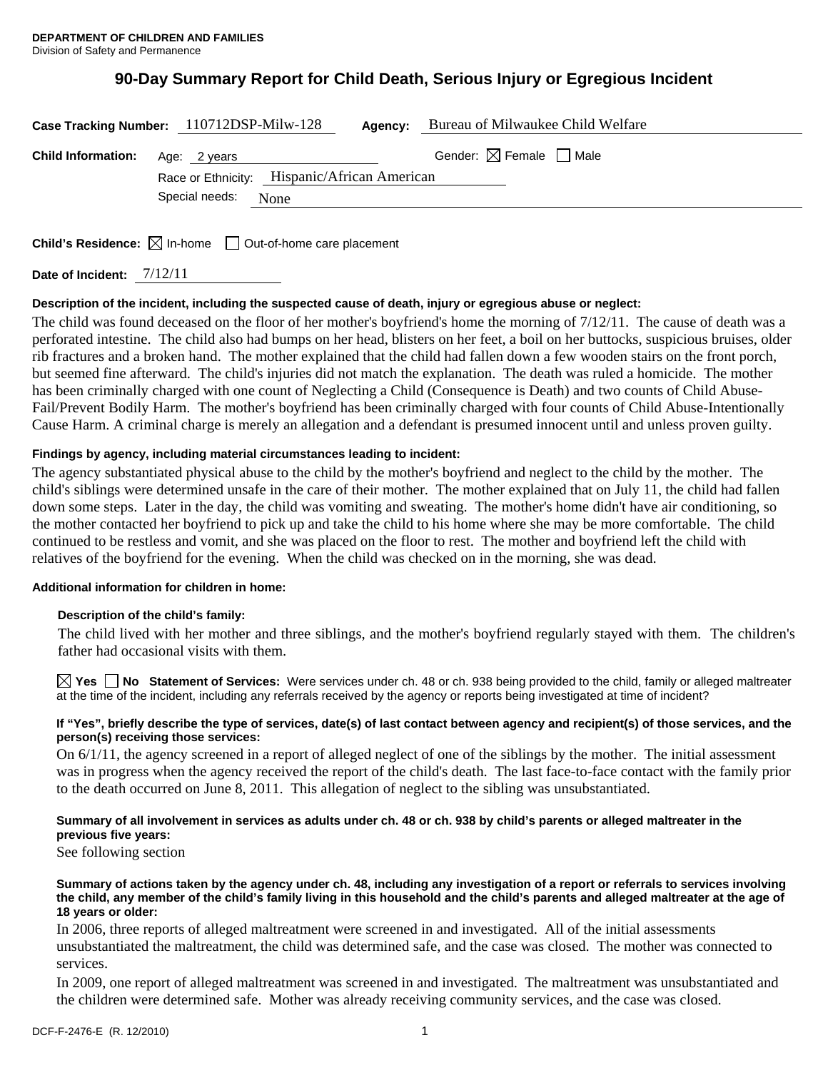**DEPARTMENT OF CHILDREN AND FAMILIES**
Division of Safety and Permanence

# 90-Day Summary Report for Child Death, Serious Injury or Egregious Incident

**Case Tracking Number:** 110712DSP-Milw-128 **Agency:** Bureau of Milwaukee Child Welfare

**Child Information:** Age: 2 years Gender: ☒ Female ☐ Male

Race or Ethnicity: Hispanic/African American

Special needs: None

**Child's Residence:** ☒ In-home ☐ Out-of-home care placement

**Date of Incident:** 7/12/11

**Description of the incident, including the suspected cause of death, injury or egregious abuse or neglect:**

The child was found deceased on the floor of her mother's boyfriend's home the morning of 7/12/11. The cause of death was a perforated intestine. The child also had bumps on her head, blisters on her feet, a boil on her buttocks, suspicious bruises, older rib fractures and a broken hand. The mother explained that the child had fallen down a few wooden stairs on the front porch, but seemed fine afterward. The child's injuries did not match the explanation. The death was ruled a homicide. The mother has been criminally charged with one count of Neglecting a Child (Consequence is Death) and two counts of Child Abuse-Fail/Prevent Bodily Harm. The mother's boyfriend has been criminally charged with four counts of Child Abuse-Intentionally Cause Harm. A criminal charge is merely an allegation and a defendant is presumed innocent until and unless proven guilty.

**Findings by agency, including material circumstances leading to incident:**

The agency substantiated physical abuse to the child by the mother's boyfriend and neglect to the child by the mother. The child's siblings were determined unsafe in the care of their mother. The mother explained that on July 11, the child had fallen down some steps. Later in the day, the child was vomiting and sweating. The mother's home didn't have air conditioning, so the mother contacted her boyfriend to pick up and take the child to his home where she may be more comfortable. The child continued to be restless and vomit, and she was placed on the floor to rest. The mother and boyfriend left the child with relatives of the boyfriend for the evening. When the child was checked on in the morning, she was dead.

**Additional information for children in home:**

**Description of the child's family:**

The child lived with her mother and three siblings, and the mother's boyfriend regularly stayed with them. The children's father had occasional visits with them.

☒ **Yes** ☐ **No Statement of Services:** Were services under ch. 48 or ch. 938 being provided to the child, family or alleged maltreater at the time of the incident, including any referrals received by the agency or reports being investigated at time of incident?

**If "Yes", briefly describe the type of services, date(s) of last contact between agency and recipient(s) of those services, and the person(s) receiving those services:**

On 6/1/11, the agency screened in a report of alleged neglect of one of the siblings by the mother. The initial assessment was in progress when the agency received the report of the child's death. The last face-to-face contact with the family prior to the death occurred on June 8, 2011. This allegation of neglect to the sibling was unsubstantiated.

**Summary of all involvement in services as adults under ch. 48 or ch. 938 by child's parents or alleged maltreater in the previous five years:**

See following section

**Summary of actions taken by the agency under ch. 48, including any investigation of a report or referrals to services involving the child, any member of the child's family living in this household and the child's parents and alleged maltreater at the age of 18 years or older:**

In 2006, three reports of alleged maltreatment were screened in and investigated. All of the initial assessments unsubstantiated the maltreatment, the child was determined safe, and the case was closed. The mother was connected to services.

In 2009, one report of alleged maltreatment was screened in and investigated. The maltreatment was unsubstantiated and the children were determined safe. Mother was already receiving community services, and the case was closed.

DCF-F-2476-E (R. 12/2010)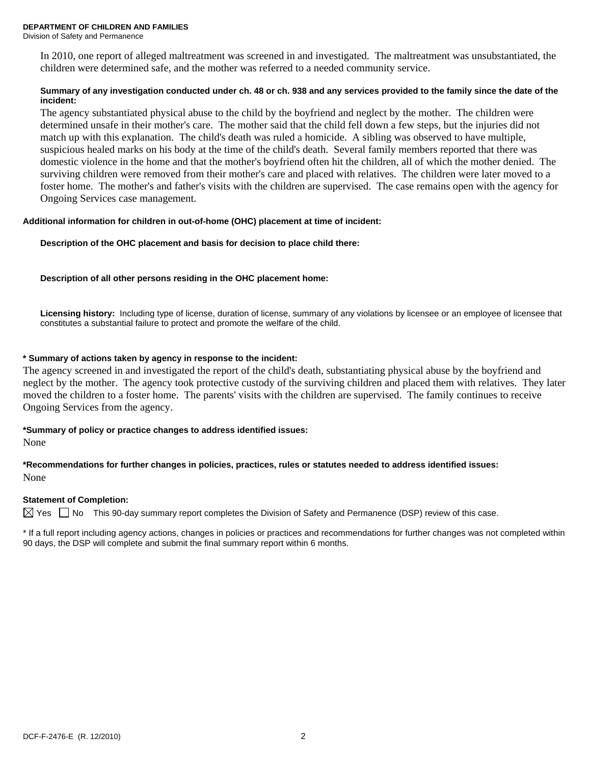In 2010, one report of alleged maltreatment was screened in and investigated. The maltreatment was unsubstantiated, the children were determined safe, and the mother was referred to a needed community service.

**Summary of any investigation conducted under ch. 48 or ch. 938 and any services provided to the family since the date of the incident:**

The agency substantiated physical abuse to the child by the boyfriend and neglect by the mother. The children were determined unsafe in their mother's care. The mother said that the child fell down a few steps, but the injuries did not match up with this explanation. The child's death was ruled a homicide. A sibling was observed to have multiple, suspicious healed marks on his body at the time of the child's death. Several family members reported that there was domestic violence in the home and that the mother's boyfriend often hit the children, all of which the mother denied. The surviving children were removed from their mother's care and placed with relatives. The children were later moved to a foster home. The mother's and father's visits with the children are supervised. The case remains open with the agency for Ongoing Services case management.

**Additional information for children in out-of-home (OHC) placement at time of incident:**

**Description of the OHC placement and basis for decision to place child there:**

**Description of all other persons residing in the OHC placement home:**

**Licensing history:** Including type of license, duration of license, summary of any violations by licensee or an employee of licensee that constitutes a substantial failure to protect and promote the welfare of the child.

**\* Summary of actions taken by agency in response to the incident:**

The agency screened in and investigated the report of the child's death, substantiating physical abuse by the boyfriend and neglect by the mother. The agency took protective custody of the surviving children and placed them with relatives. They later moved the children to a foster home. The parents' visits with the children are supervised. The family continues to receive Ongoing Services from the agency.

**\*Summary of policy or practice changes to address identified issues:**

None

**\*Recommendations for further changes in policies, practices, rules or statutes needed to address identified issues:**

None

**Statement of Completion:**

☒ Yes ☐ No This 90-day summary report completes the Division of Safety and Permanence (DSP) review of this case.

\* If a full report including agency actions, changes in policies or practices and recommendations for further changes was not completed within 90 days, the DSP will complete and submit the final summary report within 6 months.